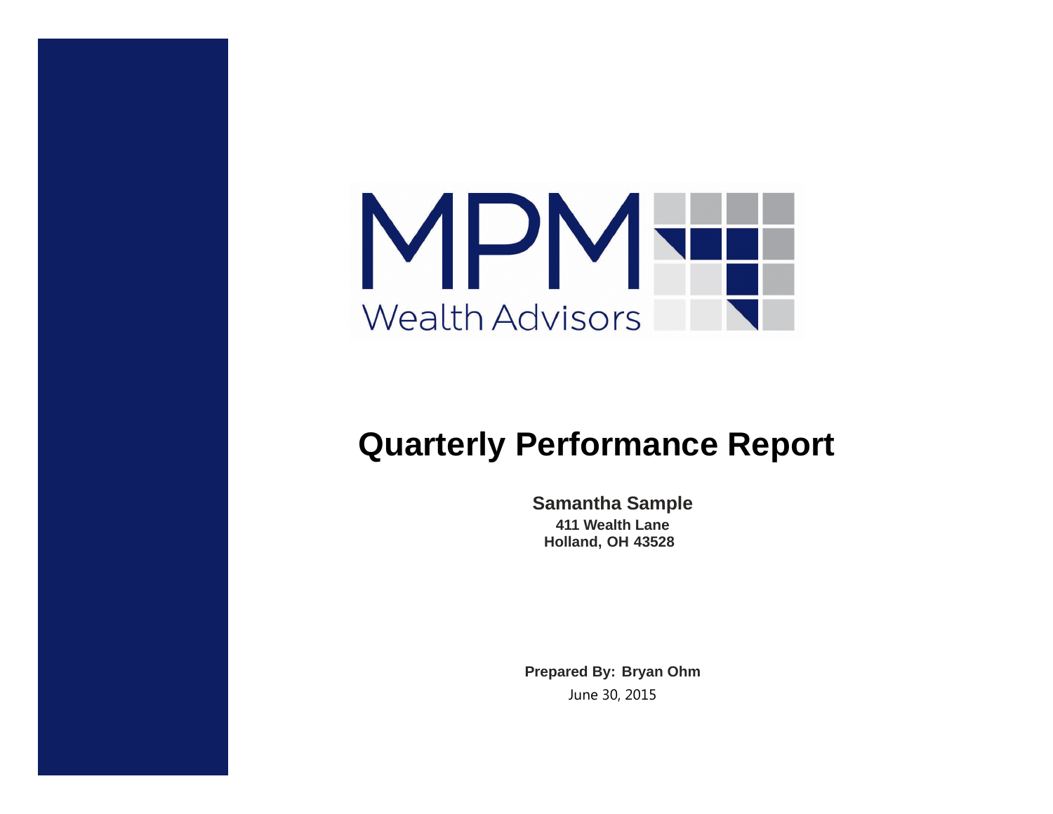MPM Wealth Advisors

# Quarterly Performance Report

**Samantha Sample**
**411 Wealth Lane**
**Holland, OH 43528**

**Prepared By: Bryan Ohm**
June 30, 2015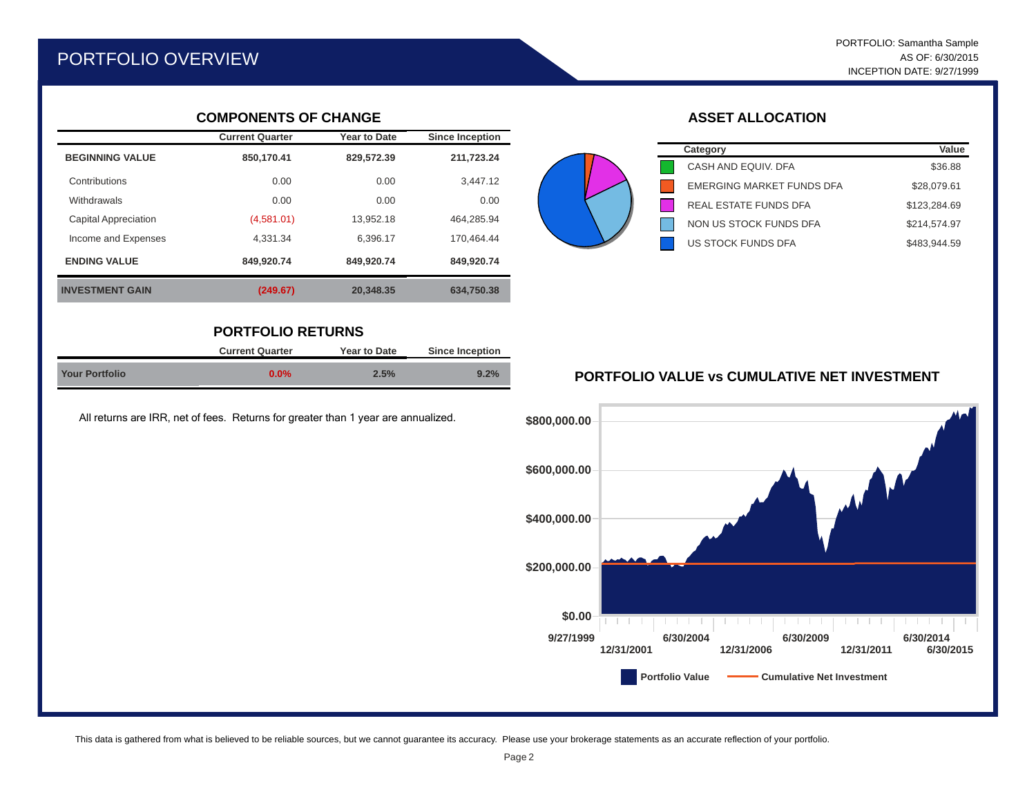# PORTFOLIO OVERVIEW

PORTFOLIO: Samantha Sample
AS OF: 6/30/2015
INCEPTION DATE: 9/27/1999

## COMPONENTS OF CHANGE

| | Current Quarter | Year to Date | Since Inception |
|---|---|---|---|
| **BEGINNING VALUE** | **850,170.41** | **829,572.39** | **211,723.24** |
| Contributions | 0.00 | 0.00 | 3,447.12 |
| Withdrawals | 0.00 | 0.00 | 0.00 |
| Capital Appreciation | (4,581.01) | 13,952.18 | 464,285.94 |
| Income and Expenses | 4,331.34 | 6,396.17 | 170,464.44 |
| **ENDING VALUE** | **849,920.74** | **849,920.74** | **849,920.74** |
| **INVESTMENT GAIN** | **(249.67)** | **20,348.35** | **634,750.38** |

## ASSET ALLOCATION

| Category | Value |
|---|---|
| CASH AND EQUIV. DFA | $36.88 |
| EMERGING MARKET FUNDS DFA | $28,079.61 |
| REAL ESTATE FUNDS DFA | $123,284.69 |
| NON US STOCK FUNDS DFA | $214,574.97 |
| US STOCK FUNDS DFA | $483,944.59 |

## PORTFOLIO RETURNS

| | Current Quarter | Year to Date | Since Inception |
|---|---|---|---|
| **Your Portfolio** | **0.0%** | **2.5%** | **9.2%** |

All returns are IRR, net of fees. Returns for greater than 1 year are annualized.

## PORTFOLIO VALUE vs CUMULATIVE NET INVESTMENT

$800,000.00
$600,000.00
$400,000.00
$200,000.00
$0.00

9/27/1999, 12/31/2001, 6/30/2004, 12/31/2006, 6/30/2009, 12/31/2011, 6/30/2014, 6/30/2015

Portfolio Value | Cumulative Net Investment

This data is gathered from what is believed to be reliable sources, but we cannot guarantee its accuracy. Please use your brokerage statements as an accurate reflection of your portfolio.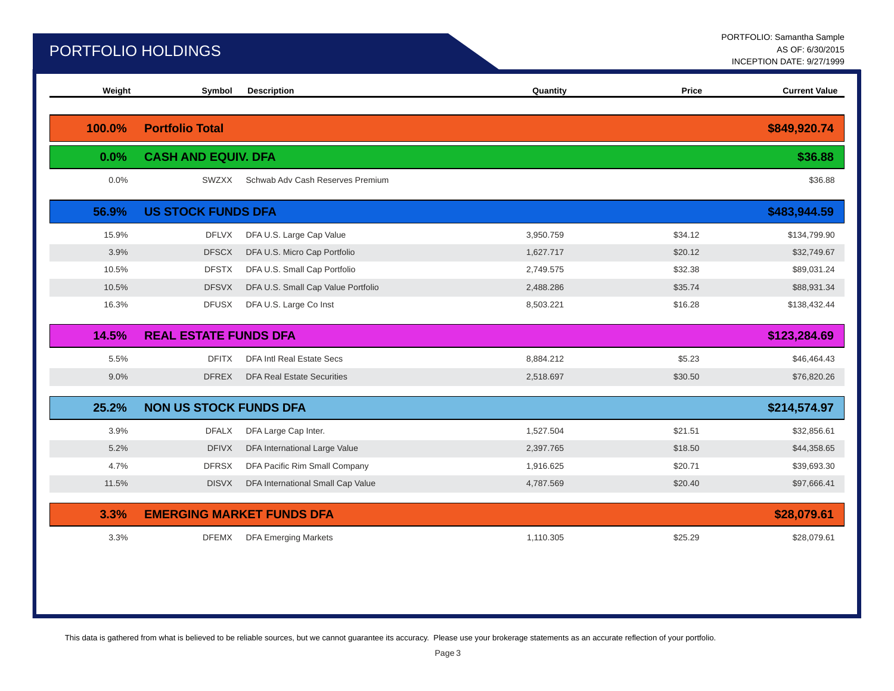# PORTFOLIO HOLDINGS

PORTFOLIO: Samantha Sample
AS OF: 6/30/2015
INCEPTION DATE: 9/27/1999

| Weight | Symbol | Description | Quantity | Price | Current Value |
|---|---|---|---|---|---|
| **100.0%** | **Portfolio Total** | | | | **$849,920.74** |
| **0.0%** | **CASH AND EQUIV. DFA** | | | | **$36.88** |
| 0.0% | SWZXX | Schwab Adv Cash Reserves Premium | | | $36.88 |
| **56.9%** | **US STOCK FUNDS DFA** | | | | **$483,944.59** |
| 15.9% | DFLVX | DFA U.S. Large Cap Value | 3,950.759 | $34.12 | $134,799.90 |
| 3.9% | DFSCX | DFA U.S. Micro Cap Portfolio | 1,627.717 | $20.12 | $32,749.67 |
| 10.5% | DFSTX | DFA U.S. Small Cap Portfolio | 2,749.575 | $32.38 | $89,031.24 |
| 10.5% | DFSVX | DFA U.S. Small Cap Value Portfolio | 2,488.286 | $35.74 | $88,931.34 |
| 16.3% | DFUSX | DFA U.S. Large Co Inst | 8,503.221 | $16.28 | $138,432.44 |
| **14.5%** | **REAL ESTATE FUNDS DFA** | | | | **$123,284.69** |
| 5.5% | DFITX | DFA Intl Real Estate Secs | 8,884.212 | $5.23 | $46,464.43 |
| 9.0% | DFREX | DFA Real Estate Securities | 2,518.697 | $30.50 | $76,820.26 |
| **25.2%** | **NON US STOCK FUNDS DFA** | | | | **$214,574.97** |
| 3.9% | DFALX | DFA Large Cap Inter. | 1,527.504 | $21.51 | $32,856.61 |
| 5.2% | DFIVX | DFA International Large Value | 2,397.765 | $18.50 | $44,358.65 |
| 4.7% | DFRSX | DFA Pacific Rim Small Company | 1,916.625 | $20.71 | $39,693.30 |
| 11.5% | DISVX | DFA International Small Cap Value | 4,787.569 | $20.40 | $97,666.41 |
| **3.3%** | **EMERGING MARKET FUNDS DFA** | | | | **$28,079.61** |
| 3.3% | DFEMX | DFA Emerging Markets | 1,110.305 | $25.29 | $28,079.61 |

This data is gathered from what is believed to be reliable sources, but we cannot guarantee its accuracy. Please use your brokerage statements as an accurate reflection of your portfolio.